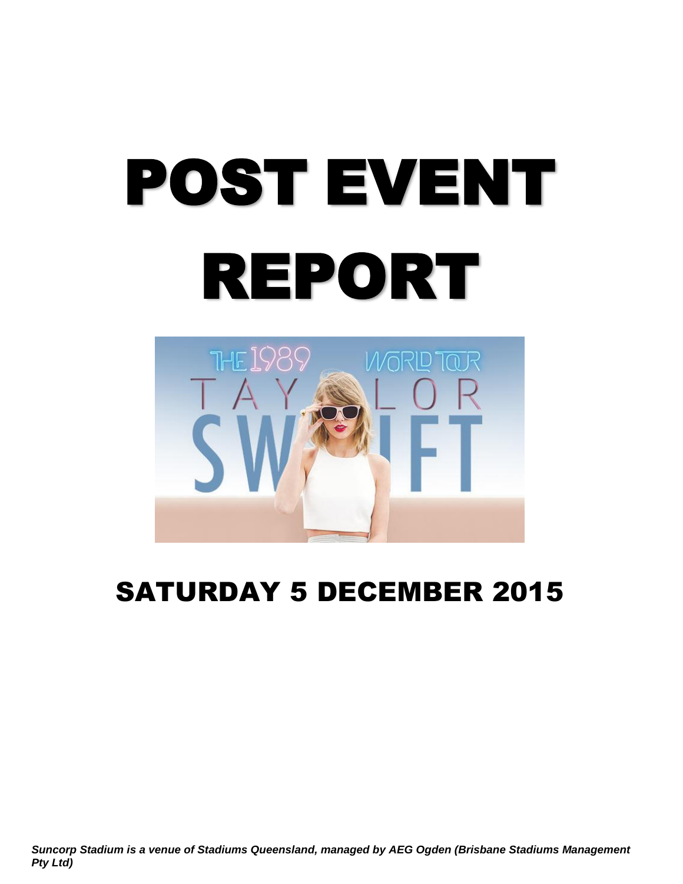# POST EVENT REPORT

## SATURDAY 5 DECEMBER 2015

***Suncorp Stadium is a venue of Stadiums Queensland, managed by AEG Ogden (Brisbane Stadiums Management Pty Ltd)***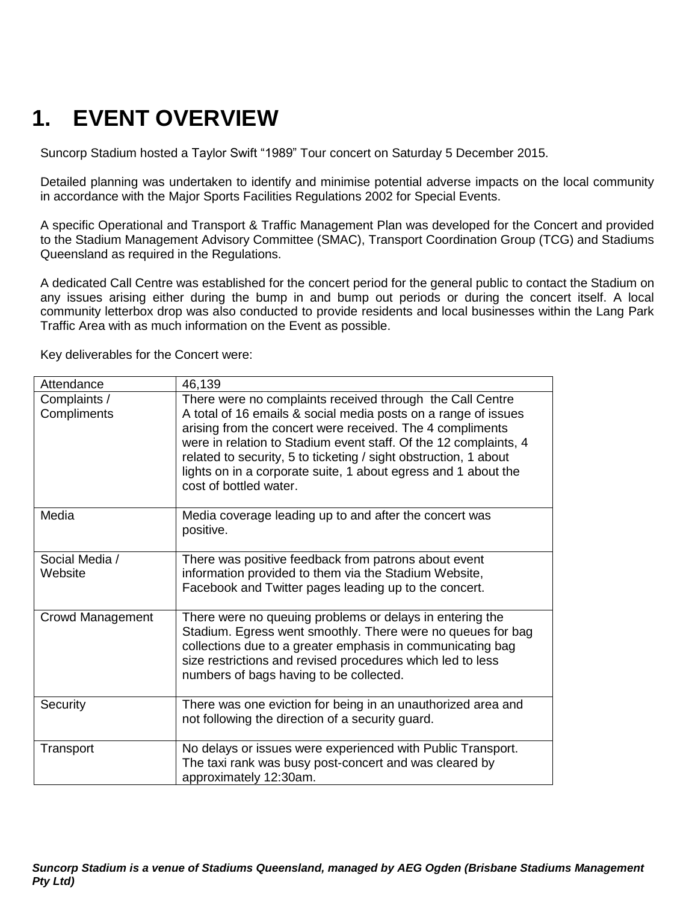# 1. EVENT OVERVIEW

Suncorp Stadium hosted a Taylor Swift "1989" Tour concert on Saturday 5 December 2015.

Detailed planning was undertaken to identify and minimise potential adverse impacts on the local community in accordance with the Major Sports Facilities Regulations 2002 for Special Events.

A specific Operational and Transport & Traffic Management Plan was developed for the Concert and provided to the Stadium Management Advisory Committee (SMAC), Transport Coordination Group (TCG) and Stadiums Queensland as required in the Regulations.

A dedicated Call Centre was established for the concert period for the general public to contact the Stadium on any issues arising either during the bump in and bump out periods or during the concert itself. A local community letterbox drop was also conducted to provide residents and local businesses within the Lang Park Traffic Area with as much information on the Event as possible.

Key deliverables for the Concert were:

| Attendance | 46,139 |
|---|---|
| Complaints / Compliments | There were no complaints received through the Call Centre<br>A total of 16 emails & social media posts on a range of issues arising from the concert were received. The 4 compliments were in relation to Stadium event staff. Of the 12 complaints, 4 related to security, 5 to ticketing / sight obstruction, 1 about lights on in a corporate suite, 1 about egress and 1 about the cost of bottled water. |
| Media | Media coverage leading up to and after the concert was positive. |
| Social Media / Website | There was positive feedback from patrons about event information provided to them via the Stadium Website, Facebook and Twitter pages leading up to the concert. |
| Crowd Management | There were no queuing problems or delays in entering the Stadium. Egress went smoothly. There were no queues for bag collections due to a greater emphasis in communicating bag size restrictions and revised procedures which led to less numbers of bags having to be collected. |
| Security | There was one eviction for being in an unauthorized area and not following the direction of a security guard. |
| Transport | No delays or issues were experienced with Public Transport. The taxi rank was busy post-concert and was cleared by approximately 12:30am. |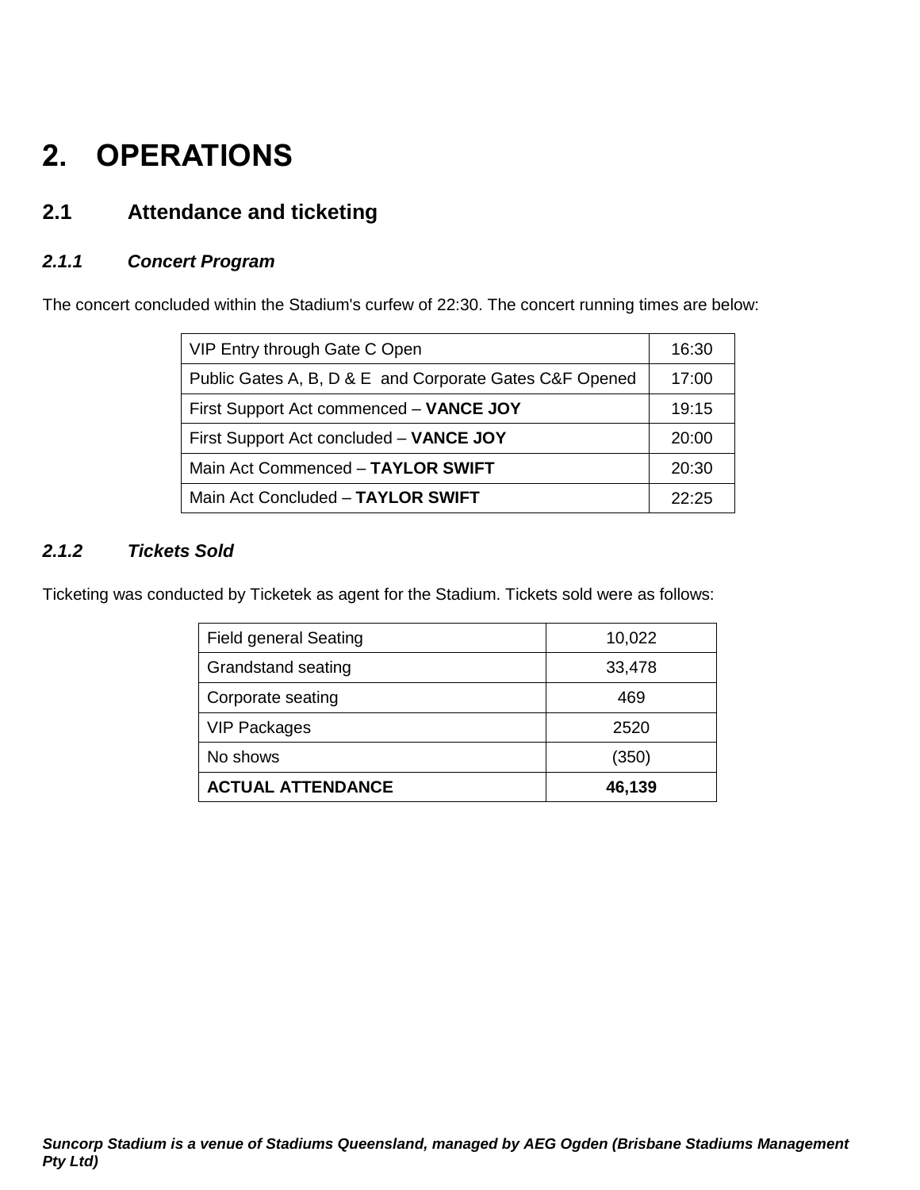# 2. OPERATIONS

## 2.1 Attendance and ticketing

### *2.1.1 Concert Program*

The concert concluded within the Stadium's curfew of 22:30. The concert running times are below:

| | |
|---|---|
| VIP Entry through Gate C Open | 16:30 |
| Public Gates A, B, D & E and Corporate Gates C&F Opened | 17:00 |
| First Support Act commenced – **VANCE JOY** | 19:15 |
| First Support Act concluded – **VANCE JOY** | 20:00 |
| Main Act Commenced – **TAYLOR SWIFT** | 20:30 |
| Main Act Concluded – **TAYLOR SWIFT** | 22:25 |

### *2.1.2 Tickets Sold*

Ticketing was conducted by Ticketek as agent for the Stadium. Tickets sold were as follows:

| | |
|---|---|
| Field general Seating | 10,022 |
| Grandstand seating | 33,478 |
| Corporate seating | 469 |
| VIP Packages | 2520 |
| No shows | (350) |
| **ACTUAL ATTENDANCE** | **46,139** |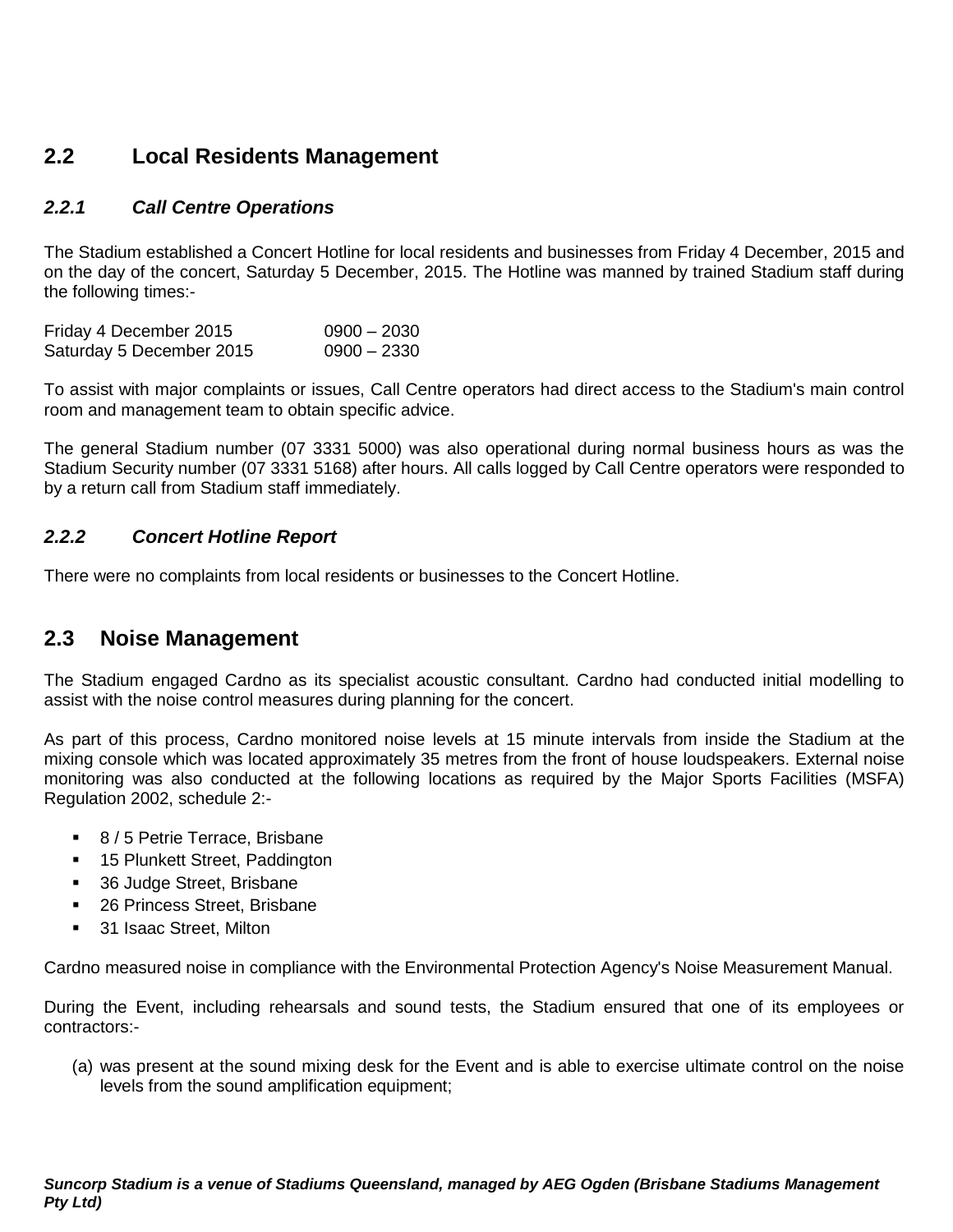## 2.2 Local Residents Management

### *2.2.1 Call Centre Operations*

The Stadium established a Concert Hotline for local residents and businesses from Friday 4 December, 2015 and on the day of the concert, Saturday 5 December, 2015. The Hotline was manned by trained Stadium staff during the following times:-

| | |
|---|---|
| Friday 4 December 2015 | 0900 – 2030 |
| Saturday 5 December 2015 | 0900 – 2330 |

To assist with major complaints or issues, Call Centre operators had direct access to the Stadium's main control room and management team to obtain specific advice.

The general Stadium number (07 3331 5000) was also operational during normal business hours as was the Stadium Security number (07 3331 5168) after hours. All calls logged by Call Centre operators were responded to by a return call from Stadium staff immediately.

### *2.2.2 Concert Hotline Report*

There were no complaints from local residents or businesses to the Concert Hotline.

## 2.3 Noise Management

The Stadium engaged Cardno as its specialist acoustic consultant. Cardno had conducted initial modelling to assist with the noise control measures during planning for the concert.

As part of this process, Cardno monitored noise levels at 15 minute intervals from inside the Stadium at the mixing console which was located approximately 35 metres from the front of house loudspeakers. External noise monitoring was also conducted at the following locations as required by the Major Sports Facilities (MSFA) Regulation 2002, schedule 2:-

- 8 / 5 Petrie Terrace, Brisbane
- 15 Plunkett Street, Paddington
- 36 Judge Street, Brisbane
- 26 Princess Street, Brisbane
- 31 Isaac Street, Milton

Cardno measured noise in compliance with the Environmental Protection Agency's Noise Measurement Manual.

During the Event, including rehearsals and sound tests, the Stadium ensured that one of its employees or contractors:-

(a) was present at the sound mixing desk for the Event and is able to exercise ultimate control on the noise levels from the sound amplification equipment;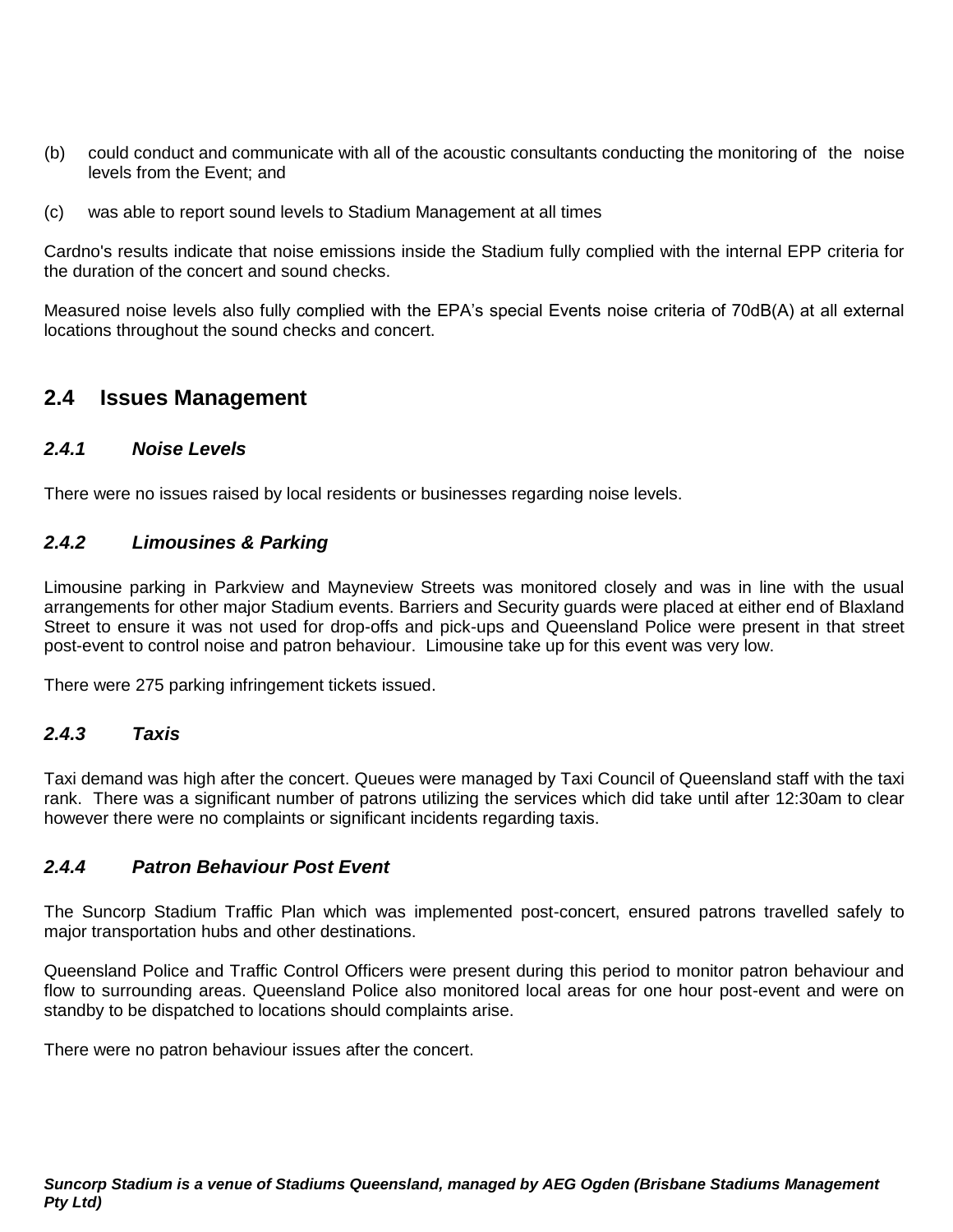(b) could conduct and communicate with all of the acoustic consultants conducting the monitoring of the noise levels from the Event; and

(c) was able to report sound levels to Stadium Management at all times

Cardno's results indicate that noise emissions inside the Stadium fully complied with the internal EPP criteria for the duration of the concert and sound checks.

Measured noise levels also fully complied with the EPA's special Events noise criteria of 70dB(A) at all external locations throughout the sound checks and concert.

## 2.4 Issues Management

### *2.4.1 Noise Levels*

There were no issues raised by local residents or businesses regarding noise levels.

### *2.4.2 Limousines & Parking*

Limousine parking in Parkview and Mayneview Streets was monitored closely and was in line with the usual arrangements for other major Stadium events. Barriers and Security guards were placed at either end of Blaxland Street to ensure it was not used for drop-offs and pick-ups and Queensland Police were present in that street post-event to control noise and patron behaviour. Limousine take up for this event was very low.

There were 275 parking infringement tickets issued.

### *2.4.3 Taxis*

Taxi demand was high after the concert. Queues were managed by Taxi Council of Queensland staff with the taxi rank. There was a significant number of patrons utilizing the services which did take until after 12:30am to clear however there were no complaints or significant incidents regarding taxis.

### *2.4.4 Patron Behaviour Post Event*

The Suncorp Stadium Traffic Plan which was implemented post-concert, ensured patrons travelled safely to major transportation hubs and other destinations.

Queensland Police and Traffic Control Officers were present during this period to monitor patron behaviour and flow to surrounding areas. Queensland Police also monitored local areas for one hour post-event and were on standby to be dispatched to locations should complaints arise.

There were no patron behaviour issues after the concert.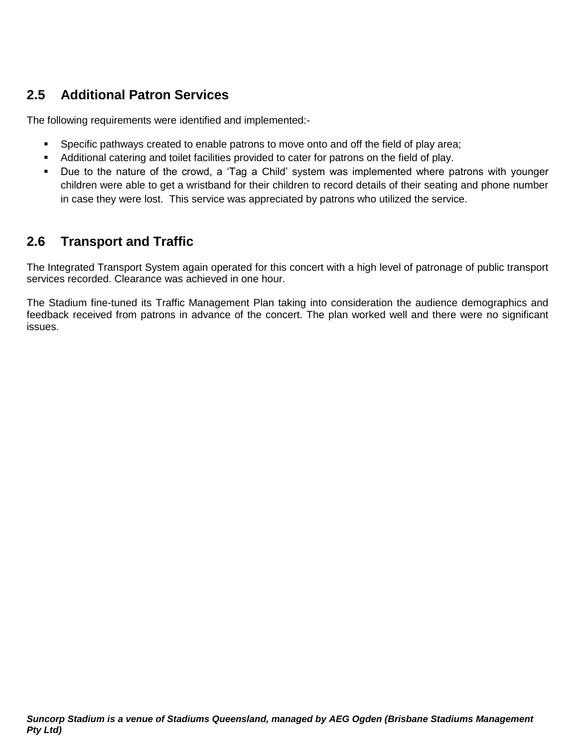## 2.5 Additional Patron Services

The following requirements were identified and implemented:-

- Specific pathways created to enable patrons to move onto and off the field of play area;
- Additional catering and toilet facilities provided to cater for patrons on the field of play.
- Due to the nature of the crowd, a 'Tag a Child' system was implemented where patrons with younger children were able to get a wristband for their children to record details of their seating and phone number in case they were lost. This service was appreciated by patrons who utilized the service.

## 2.6 Transport and Traffic

The Integrated Transport System again operated for this concert with a high level of patronage of public transport services recorded. Clearance was achieved in one hour.

The Stadium fine-tuned its Traffic Management Plan taking into consideration the audience demographics and feedback received from patrons in advance of the concert. The plan worked well and there were no significant issues.